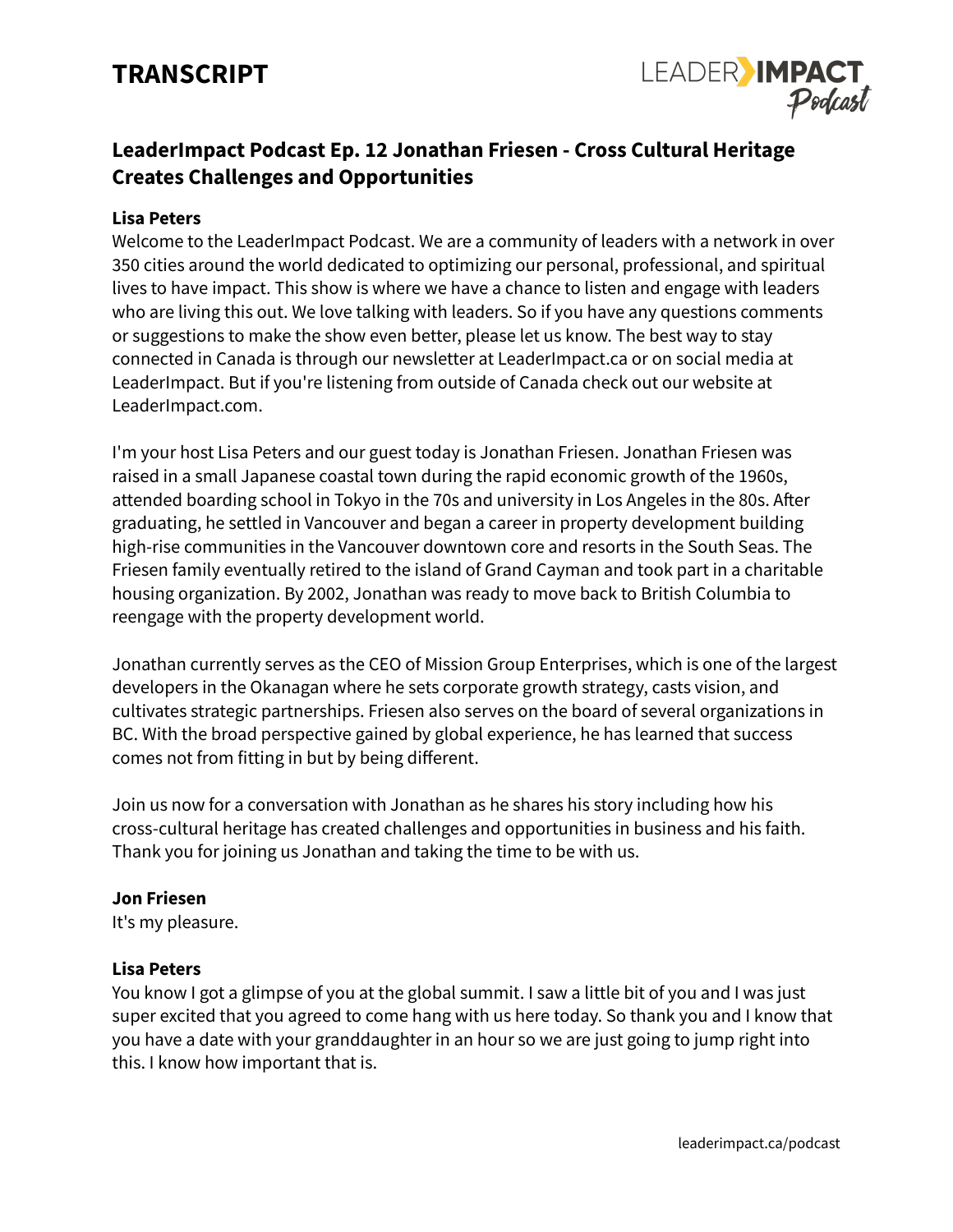# TRANSCRIPT

## LeaderImpact Podcast Ep. 12 Jonathan Friesen - Cross Cultural Heritage Creates Challenges and Opportunities

**Lisa Peters**

Welcome to the LeaderImpact Podcast. We are a community of leaders with a network in over 350 cities around the world dedicated to optimizing our personal, professional, and spiritual lives to have impact. This show is where we have a chance to listen and engage with leaders who are living this out. We love talking with leaders. So if you have any questions comments or suggestions to make the show even better, please let us know. The best way to stay connected in Canada is through our newsletter at LeaderImpact.ca or on social media at LeaderImpact. But if you're listening from outside of Canada check out our website at LeaderImpact.com.

I'm your host Lisa Peters and our guest today is Jonathan Friesen. Jonathan Friesen was raised in a small Japanese coastal town during the rapid economic growth of the 1960s, attended boarding school in Tokyo in the 70s and university in Los Angeles in the 80s. After graduating, he settled in Vancouver and began a career in property development building high-rise communities in the Vancouver downtown core and resorts in the South Seas. The Friesen family eventually retired to the island of Grand Cayman and took part in a charitable housing organization. By 2002, Jonathan was ready to move back to British Columbia to reengage with the property development world.

Jonathan currently serves as the CEO of Mission Group Enterprises, which is one of the largest developers in the Okanagan where he sets corporate growth strategy, casts vision, and cultivates strategic partnerships. Friesen also serves on the board of several organizations in BC. With the broad perspective gained by global experience, he has learned that success comes not from fitting in but by being different.

Join us now for a conversation with Jonathan as he shares his story including how his cross-cultural heritage has created challenges and opportunities in business and his faith. Thank you for joining us Jonathan and taking the time to be with us.

**Jon Friesen**

It's my pleasure.

**Lisa Peters**

You know I got a glimpse of you at the global summit. I saw a little bit of you and I was just super excited that you agreed to come hang with us here today. So thank you and I know that you have a date with your granddaughter in an hour so we are just going to jump right into this. I know how important that is.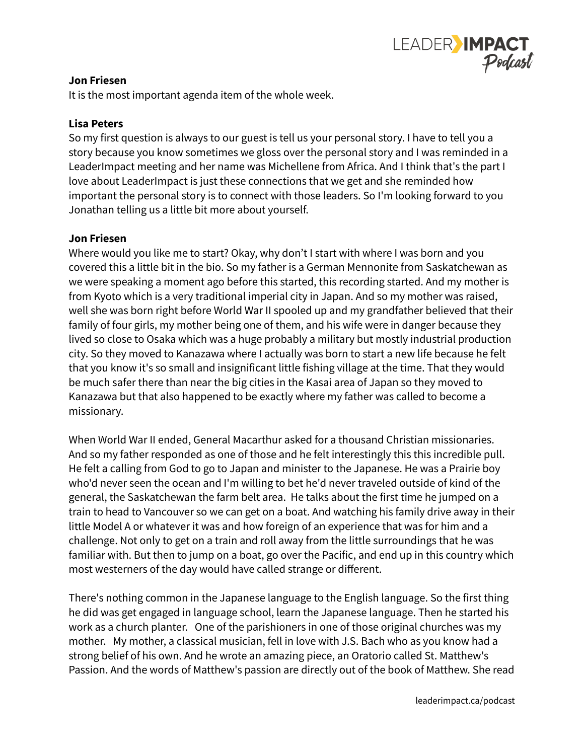**Jon Friesen**
It is the most important agenda item of the whole week.

**Lisa Peters**
So my first question is always to our guest is tell us your personal story. I have to tell you a story because you know sometimes we gloss over the personal story and I was reminded in a LeaderImpact meeting and her name was Michellene from Africa. And I think that's the part I love about LeaderImpact is just these connections that we get and she reminded how important the personal story is to connect with those leaders. So I'm looking forward to you Jonathan telling us a little bit more about yourself.

**Jon Friesen**
Where would you like me to start? Okay, why don't I start with where I was born and you covered this a little bit in the bio. So my father is a German Mennonite from Saskatchewan as we were speaking a moment ago before this started, this recording started. And my mother is from Kyoto which is a very traditional imperial city in Japan. And so my mother was raised, well she was born right before World War II spooled up and my grandfather believed that their family of four girls, my mother being one of them, and his wife were in danger because they lived so close to Osaka which was a huge probably a military but mostly industrial production city. So they moved to Kanazawa where I actually was born to start a new life because he felt that you know it's so small and insignificant little fishing village at the time. That they would be much safer there than near the big cities in the Kasai area of Japan so they moved to Kanazawa but that also happened to be exactly where my father was called to become a missionary.

When World War II ended, General Macarthur asked for a thousand Christian missionaries. And so my father responded as one of those and he felt interestingly this this incredible pull. He felt a calling from God to go to Japan and minister to the Japanese. He was a Prairie boy who'd never seen the ocean and I'm willing to bet he'd never traveled outside of kind of the general, the Saskatchewan the farm belt area. He talks about the first time he jumped on a train to head to Vancouver so we can get on a boat. And watching his family drive away in their little Model A or whatever it was and how foreign of an experience that was for him and a challenge. Not only to get on a train and roll away from the little surroundings that he was familiar with. But then to jump on a boat, go over the Pacific, and end up in this country which most westerners of the day would have called strange or different.

There's nothing common in the Japanese language to the English language. So the first thing he did was get engaged in language school, learn the Japanese language. Then he started his work as a church planter. One of the parishioners in one of those original churches was my mother. My mother, a classical musician, fell in love with J.S. Bach who as you know had a strong belief of his own. And he wrote an amazing piece, an Oratorio called St. Matthew's Passion. And the words of Matthew's passion are directly out of the book of Matthew. She read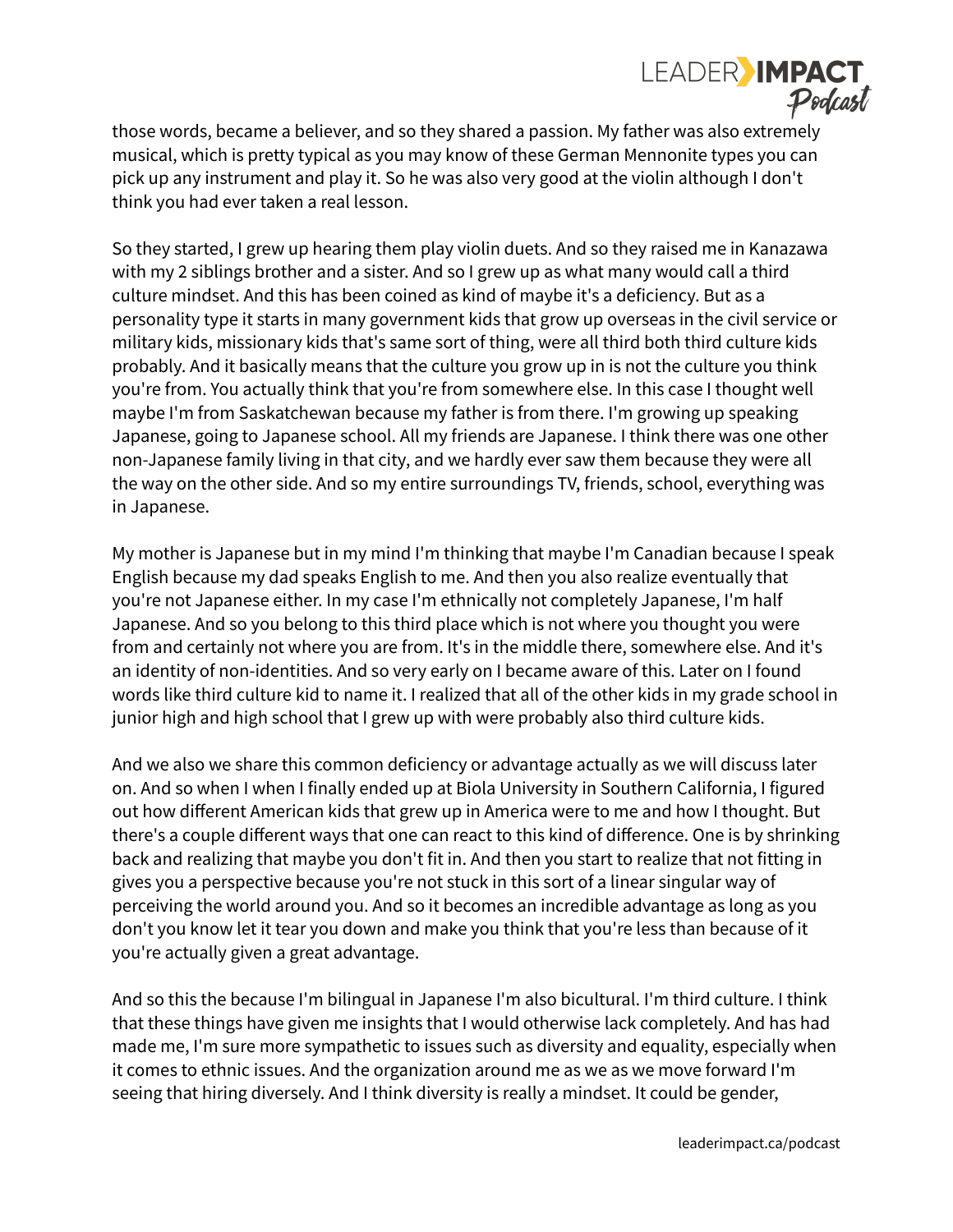those words, became a believer, and so they shared a passion. My father was also extremely musical, which is pretty typical as you may know of these German Mennonite types you can pick up any instrument and play it. So he was also very good at the violin although I don't think you had ever taken a real lesson.

So they started, I grew up hearing them play violin duets. And so they raised me in Kanazawa with my 2 siblings brother and a sister. And so I grew up as what many would call a third culture mindset. And this has been coined as kind of maybe it's a deficiency. But as a personality type it starts in many government kids that grow up overseas in the civil service or military kids, missionary kids that's same sort of thing, were all third both third culture kids probably. And it basically means that the culture you grow up in is not the culture you think you're from. You actually think that you're from somewhere else. In this case I thought well maybe I'm from Saskatchewan because my father is from there. I'm growing up speaking Japanese, going to Japanese school. All my friends are Japanese. I think there was one other non-Japanese family living in that city, and we hardly ever saw them because they were all the way on the other side. And so my entire surroundings TV, friends, school, everything was in Japanese.

My mother is Japanese but in my mind I'm thinking that maybe I'm Canadian because I speak English because my dad speaks English to me. And then you also realize eventually that you're not Japanese either. In my case I'm ethnically not completely Japanese, I'm half Japanese. And so you belong to this third place which is not where you thought you were from and certainly not where you are from. It's in the middle there, somewhere else. And it's an identity of non-identities. And so very early on I became aware of this. Later on I found words like third culture kid to name it. I realized that all of the other kids in my grade school in junior high and high school that I grew up with were probably also third culture kids.

And we also we share this common deficiency or advantage actually as we will discuss later on. And so when I when I finally ended up at Biola University in Southern California, I figured out how different American kids that grew up in America were to me and how I thought. But there's a couple different ways that one can react to this kind of difference. One is by shrinking back and realizing that maybe you don't fit in. And then you start to realize that not fitting in gives you a perspective because you're not stuck in this sort of a linear singular way of perceiving the world around you. And so it becomes an incredible advantage as long as you don't you know let it tear you down and make you think that you're less than because of it you're actually given a great advantage.

And so this the because I'm bilingual in Japanese I'm also bicultural. I'm third culture. I think that these things have given me insights that I would otherwise lack completely. And has had made me, I'm sure more sympathetic to issues such as diversity and equality, especially when it comes to ethnic issues. And the organization around me as we as we move forward I'm seeing that hiring diversely. And I think diversity is really a mindset. It could be gender,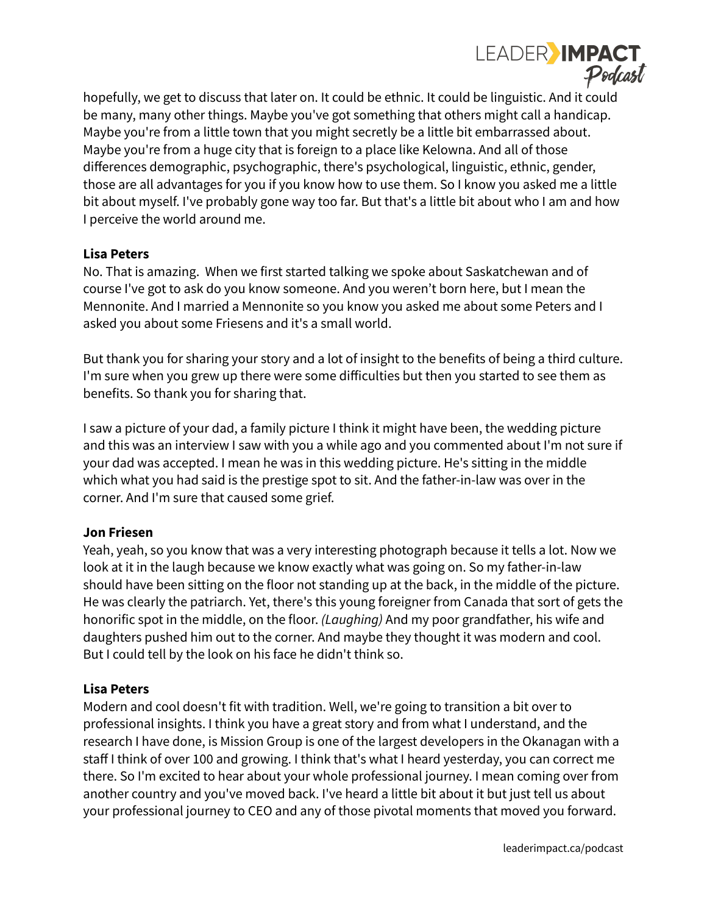hopefully, we get to discuss that later on. It could be ethnic. It could be linguistic. And it could be many, many other things. Maybe you've got something that others might call a handicap. Maybe you're from a little town that you might secretly be a little bit embarrassed about. Maybe you're from a huge city that is foreign to a place like Kelowna. And all of those differences demographic, psychographic, there's psychological, linguistic, ethnic, gender, those are all advantages for you if you know how to use them. So I know you asked me a little bit about myself. I've probably gone way too far. But that's a little bit about who I am and how I perceive the world around me.

**Lisa Peters**
No. That is amazing. When we first started talking we spoke about Saskatchewan and of course I've got to ask do you know someone. And you weren't born here, but I mean the Mennonite. And I married a Mennonite so you know you asked me about some Peters and I asked you about some Friesens and it's a small world.

But thank you for sharing your story and a lot of insight to the benefits of being a third culture. I'm sure when you grew up there were some difficulties but then you started to see them as benefits. So thank you for sharing that.

I saw a picture of your dad, a family picture I think it might have been, the wedding picture and this was an interview I saw with you a while ago and you commented about I'm not sure if your dad was accepted. I mean he was in this wedding picture. He's sitting in the middle which what you had said is the prestige spot to sit. And the father-in-law was over in the corner. And I'm sure that caused some grief.

**Jon Friesen**
Yeah, yeah, so you know that was a very interesting photograph because it tells a lot. Now we look at it in the laugh because we know exactly what was going on. So my father-in-law should have been sitting on the floor not standing up at the back, in the middle of the picture. He was clearly the patriarch. Yet, there's this young foreigner from Canada that sort of gets the honorific spot in the middle, on the floor. *(Laughing)* And my poor grandfather, his wife and daughters pushed him out to the corner. And maybe they thought it was modern and cool. But I could tell by the look on his face he didn't think so.

**Lisa Peters**
Modern and cool doesn't fit with tradition. Well, we're going to transition a bit over to professional insights. I think you have a great story and from what I understand, and the research I have done, is Mission Group is one of the largest developers in the Okanagan with a staff I think of over 100 and growing. I think that's what I heard yesterday, you can correct me there. So I'm excited to hear about your whole professional journey. I mean coming over from another country and you've moved back. I've heard a little bit about it but just tell us about your professional journey to CEO and any of those pivotal moments that moved you forward.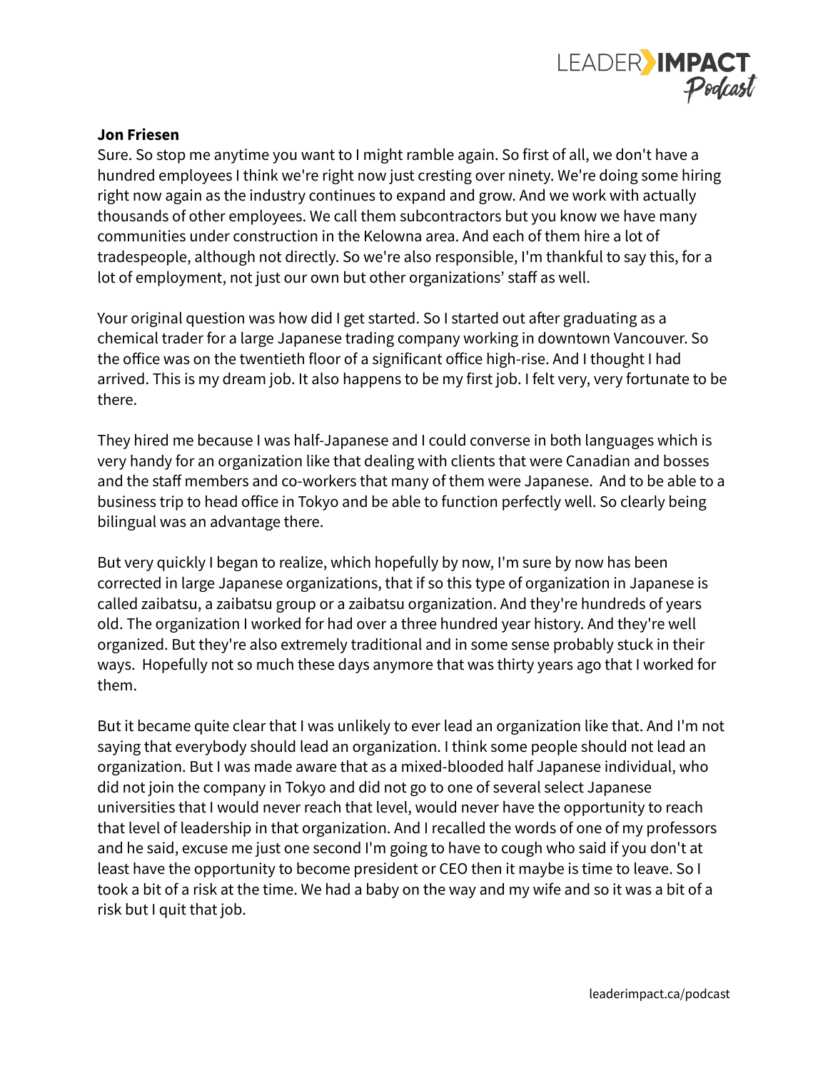**Jon Friesen**
Sure. So stop me anytime you want to I might ramble again. So first of all, we don't have a hundred employees I think we're right now just cresting over ninety. We're doing some hiring right now again as the industry continues to expand and grow. And we work with actually thousands of other employees. We call them subcontractors but you know we have many communities under construction in the Kelowna area. And each of them hire a lot of tradespeople, although not directly. So we're also responsible, I'm thankful to say this, for a lot of employment, not just our own but other organizations' staff as well.

Your original question was how did I get started. So I started out after graduating as a chemical trader for a large Japanese trading company working in downtown Vancouver. So the office was on the twentieth floor of a significant office high-rise. And I thought I had arrived. This is my dream job. It also happens to be my first job. I felt very, very fortunate to be there.

They hired me because I was half-Japanese and I could converse in both languages which is very handy for an organization like that dealing with clients that were Canadian and bosses and the staff members and co-workers that many of them were Japanese. And to be able to a business trip to head office in Tokyo and be able to function perfectly well. So clearly being bilingual was an advantage there.

But very quickly I began to realize, which hopefully by now, I'm sure by now has been corrected in large Japanese organizations, that if so this type of organization in Japanese is called zaibatsu, a zaibatsu group or a zaibatsu organization. And they're hundreds of years old. The organization I worked for had over a three hundred year history. And they're well organized. But they're also extremely traditional and in some sense probably stuck in their ways. Hopefully not so much these days anymore that was thirty years ago that I worked for them.

But it became quite clear that I was unlikely to ever lead an organization like that. And I'm not saying that everybody should lead an organization. I think some people should not lead an organization. But I was made aware that as a mixed-blooded half Japanese individual, who did not join the company in Tokyo and did not go to one of several select Japanese universities that I would never reach that level, would never have the opportunity to reach that level of leadership in that organization. And I recalled the words of one of my professors and he said, excuse me just one second I'm going to have to cough who said if you don't at least have the opportunity to become president or CEO then it maybe is time to leave. So I took a bit of a risk at the time. We had a baby on the way and my wife and so it was a bit of a risk but I quit that job.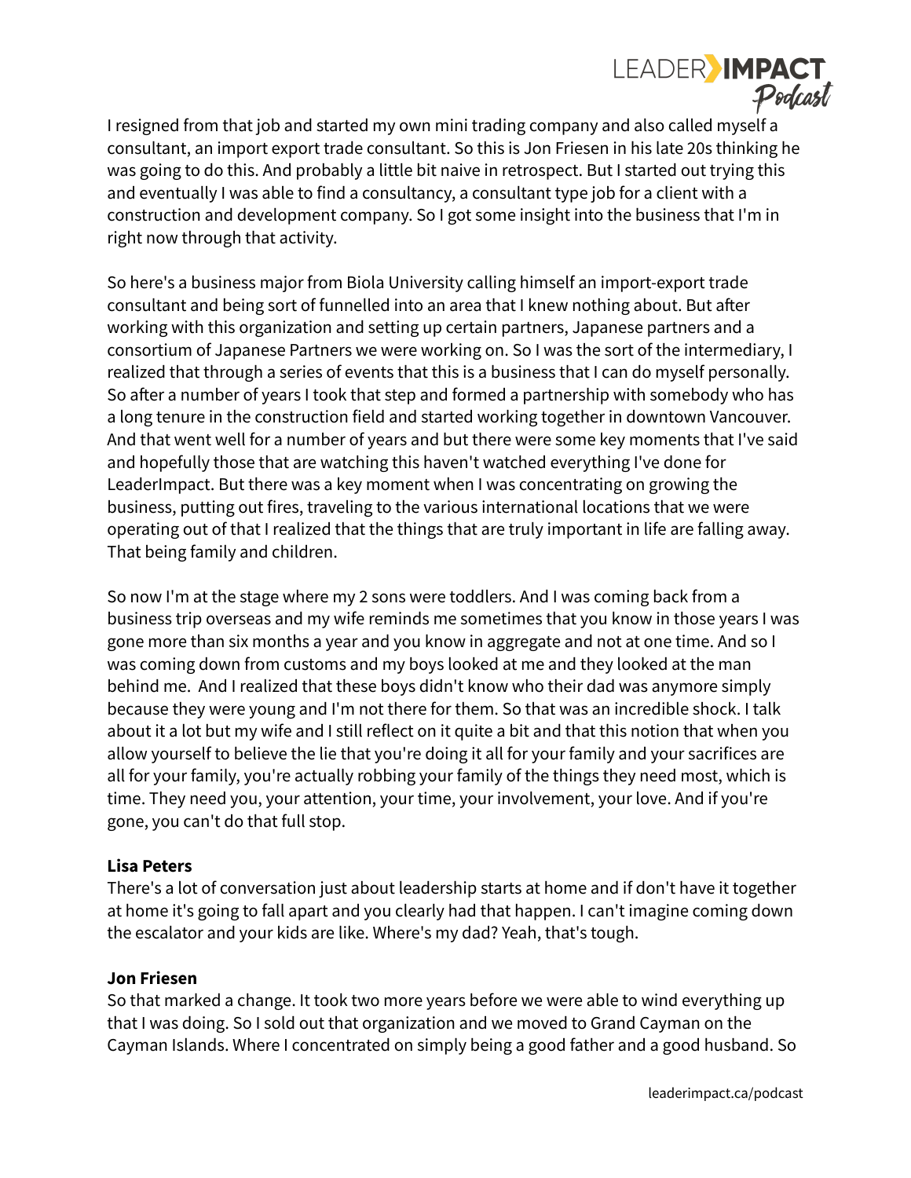I resigned from that job and started my own mini trading company and also called myself a consultant, an import export trade consultant. So this is Jon Friesen in his late 20s thinking he was going to do this. And probably a little bit naive in retrospect. But I started out trying this and eventually I was able to find a consultancy, a consultant type job for a client with a construction and development company. So I got some insight into the business that I'm in right now through that activity.

So here's a business major from Biola University calling himself an import-export trade consultant and being sort of funnelled into an area that I knew nothing about. But after working with this organization and setting up certain partners, Japanese partners and a consortium of Japanese Partners we were working on. So I was the sort of the intermediary, I realized that through a series of events that this is a business that I can do myself personally. So after a number of years I took that step and formed a partnership with somebody who has a long tenure in the construction field and started working together in downtown Vancouver. And that went well for a number of years and but there were some key moments that I've said and hopefully those that are watching this haven't watched everything I've done for LeaderImpact. But there was a key moment when I was concentrating on growing the business, putting out fires, traveling to the various international locations that we were operating out of that I realized that the things that are truly important in life are falling away. That being family and children.

So now I'm at the stage where my 2 sons were toddlers. And I was coming back from a business trip overseas and my wife reminds me sometimes that you know in those years I was gone more than six months a year and you know in aggregate and not at one time. And so I was coming down from customs and my boys looked at me and they looked at the man behind me. And I realized that these boys didn't know who their dad was anymore simply because they were young and I'm not there for them. So that was an incredible shock. I talk about it a lot but my wife and I still reflect on it quite a bit and that this notion that when you allow yourself to believe the lie that you're doing it all for your family and your sacrifices are all for your family, you're actually robbing your family of the things they need most, which is time. They need you, your attention, your time, your involvement, your love. And if you're gone, you can't do that full stop.

**Lisa Peters**
There's a lot of conversation just about leadership starts at home and if don't have it together at home it's going to fall apart and you clearly had that happen. I can't imagine coming down the escalator and your kids are like. Where's my dad? Yeah, that's tough.

**Jon Friesen**
So that marked a change. It took two more years before we were able to wind everything up that I was doing. So I sold out that organization and we moved to Grand Cayman on the Cayman Islands. Where I concentrated on simply being a good father and a good husband. So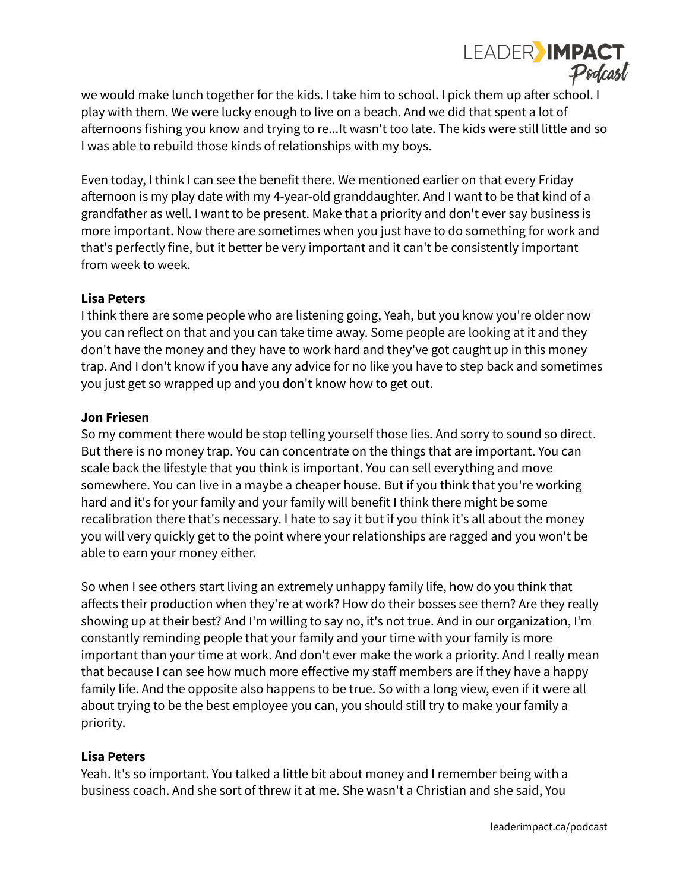we would make lunch together for the kids. I take him to school. I pick them up after school. I play with them. We were lucky enough to live on a beach. And we did that spent a lot of afternoons fishing you know and trying to re...It wasn't too late. The kids were still little and so I was able to rebuild those kinds of relationships with my boys.

Even today, I think I can see the benefit there. We mentioned earlier on that every Friday afternoon is my play date with my 4-year-old granddaughter. And I want to be that kind of a grandfather as well. I want to be present. Make that a priority and don't ever say business is more important. Now there are sometimes when you just have to do something for work and that's perfectly fine, but it better be very important and it can't be consistently important from week to week.

**Lisa Peters**
I think there are some people who are listening going, Yeah, but you know you're older now you can reflect on that and you can take time away. Some people are looking at it and they don't have the money and they have to work hard and they've got caught up in this money trap. And I don't know if you have any advice for no like you have to step back and sometimes you just get so wrapped up and you don't know how to get out.

**Jon Friesen**
So my comment there would be stop telling yourself those lies. And sorry to sound so direct. But there is no money trap. You can concentrate on the things that are important. You can scale back the lifestyle that you think is important. You can sell everything and move somewhere. You can live in a maybe a cheaper house. But if you think that you're working hard and it's for your family and your family will benefit I think there might be some recalibration there that's necessary. I hate to say it but if you think it's all about the money you will very quickly get to the point where your relationships are ragged and you won't be able to earn your money either.

So when I see others start living an extremely unhappy family life, how do you think that affects their production when they're at work? How do their bosses see them? Are they really showing up at their best? And I'm willing to say no, it's not true. And in our organization, I'm constantly reminding people that your family and your time with your family is more important than your time at work. And don't ever make the work a priority. And I really mean that because I can see how much more effective my staff members are if they have a happy family life. And the opposite also happens to be true. So with a long view, even if it were all about trying to be the best employee you can, you should still try to make your family a priority.

**Lisa Peters**
Yeah. It's so important. You talked a little bit about money and I remember being with a business coach. And she sort of threw it at me. She wasn't a Christian and she said, You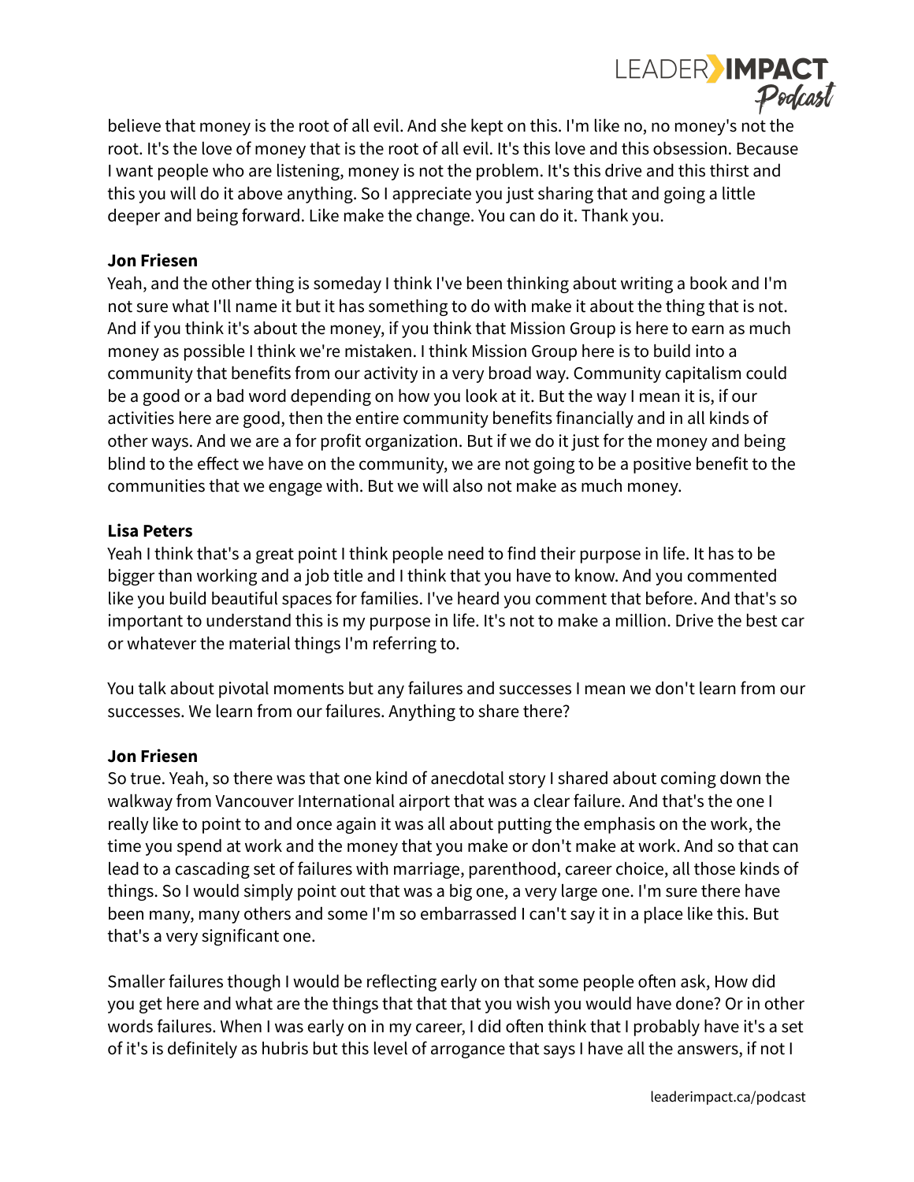believe that money is the root of all evil. And she kept on this. I'm like no, no money's not the root. It's the love of money that is the root of all evil. It's this love and this obsession. Because I want people who are listening, money is not the problem. It's this drive and this thirst and this you will do it above anything. So I appreciate you just sharing that and going a little deeper and being forward. Like make the change. You can do it. Thank you.

**Jon Friesen**
Yeah, and the other thing is someday I think I've been thinking about writing a book and I'm not sure what I'll name it but it has something to do with make it about the thing that is not. And if you think it's about the money, if you think that Mission Group is here to earn as much money as possible I think we're mistaken. I think Mission Group here is to build into a community that benefits from our activity in a very broad way. Community capitalism could be a good or a bad word depending on how you look at it. But the way I mean it is, if our activities here are good, then the entire community benefits financially and in all kinds of other ways. And we are a for profit organization. But if we do it just for the money and being blind to the effect we have on the community, we are not going to be a positive benefit to the communities that we engage with. But we will also not make as much money.

**Lisa Peters**
Yeah I think that's a great point I think people need to find their purpose in life. It has to be bigger than working and a job title and I think that you have to know. And you commented like you build beautiful spaces for families. I've heard you comment that before. And that's so important to understand this is my purpose in life. It's not to make a million. Drive the best car or whatever the material things I'm referring to.

You talk about pivotal moments but any failures and successes I mean we don't learn from our successes. We learn from our failures. Anything to share there?

**Jon Friesen**
So true. Yeah, so there was that one kind of anecdotal story I shared about coming down the walkway from Vancouver International airport that was a clear failure. And that's the one I really like to point to and once again it was all about putting the emphasis on the work, the time you spend at work and the money that you make or don't make at work. And so that can lead to a cascading set of failures with marriage, parenthood, career choice, all those kinds of things. So I would simply point out that was a big one, a very large one. I'm sure there have been many, many others and some I'm so embarrassed I can't say it in a place like this. But that's a very significant one.

Smaller failures though I would be reflecting early on that some people often ask, How did you get here and what are the things that that that you wish you would have done? Or in other words failures. When I was early on in my career, I did often think that I probably have it's a set of it's is definitely as hubris but this level of arrogance that says I have all the answers, if not I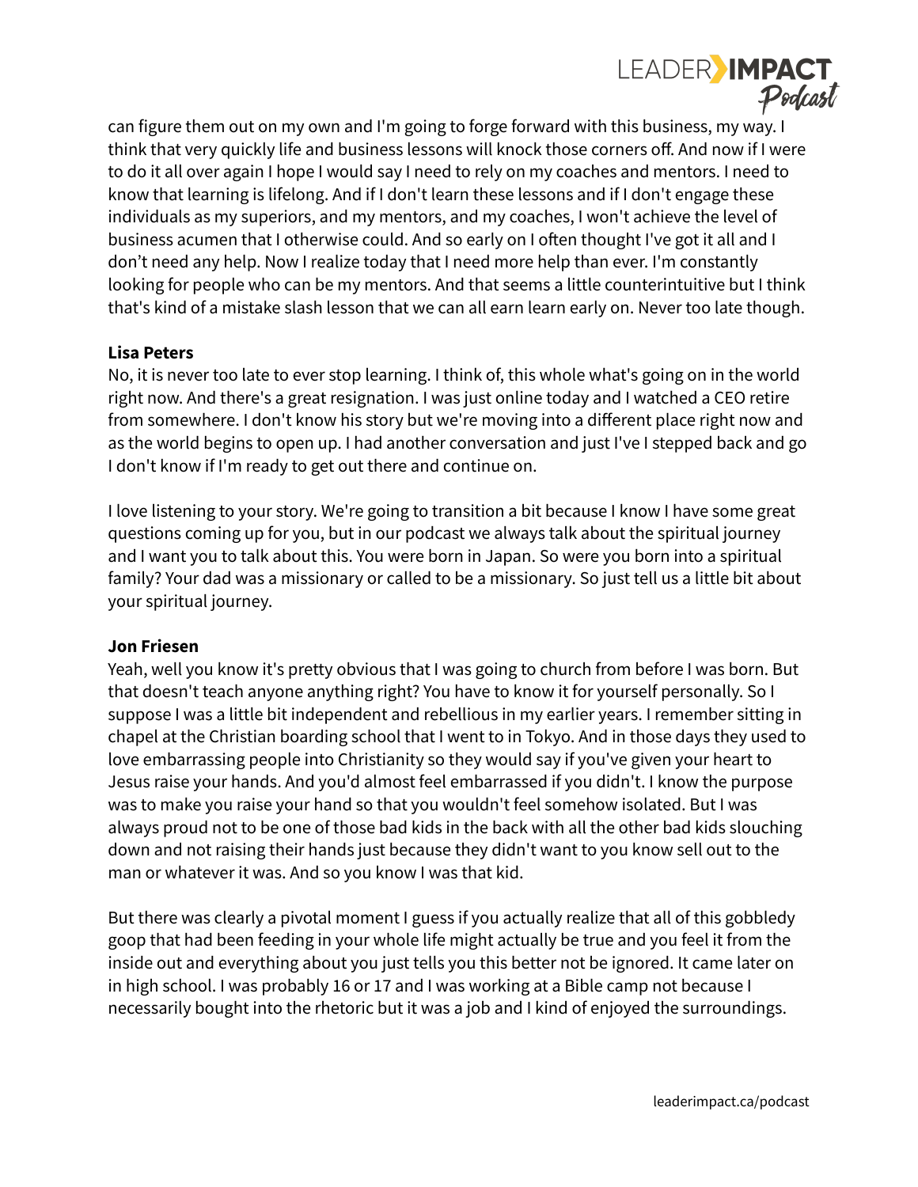can figure them out on my own and I'm going to forge forward with this business, my way. I think that very quickly life and business lessons will knock those corners off. And now if I were to do it all over again I hope I would say I need to rely on my coaches and mentors. I need to know that learning is lifelong. And if I don't learn these lessons and if I don't engage these individuals as my superiors, and my mentors, and my coaches, I won't achieve the level of business acumen that I otherwise could. And so early on I often thought I've got it all and I don't need any help. Now I realize today that I need more help than ever. I'm constantly looking for people who can be my mentors. And that seems a little counterintuitive but I think that's kind of a mistake slash lesson that we can all earn learn early on. Never too late though.

**Lisa Peters**
No, it is never too late to ever stop learning. I think of, this whole what's going on in the world right now. And there's a great resignation. I was just online today and I watched a CEO retire from somewhere. I don't know his story but we're moving into a different place right now and as the world begins to open up. I had another conversation and just I've I stepped back and go I don't know if I'm ready to get out there and continue on.

I love listening to your story. We're going to transition a bit because I know I have some great questions coming up for you, but in our podcast we always talk about the spiritual journey and I want you to talk about this. You were born in Japan. So were you born into a spiritual family? Your dad was a missionary or called to be a missionary. So just tell us a little bit about your spiritual journey.

**Jon Friesen**
Yeah, well you know it's pretty obvious that I was going to church from before I was born. But that doesn't teach anyone anything right? You have to know it for yourself personally. So I suppose I was a little bit independent and rebellious in my earlier years. I remember sitting in chapel at the Christian boarding school that I went to in Tokyo. And in those days they used to love embarrassing people into Christianity so they would say if you've given your heart to Jesus raise your hands. And you'd almost feel embarrassed if you didn't. I know the purpose was to make you raise your hand so that you wouldn't feel somehow isolated. But I was always proud not to be one of those bad kids in the back with all the other bad kids slouching down and not raising their hands just because they didn't want to you know sell out to the man or whatever it was. And so you know I was that kid.

But there was clearly a pivotal moment I guess if you actually realize that all of this gobbledy goop that had been feeding in your whole life might actually be true and you feel it from the inside out and everything about you just tells you this better not be ignored. It came later on in high school. I was probably 16 or 17 and I was working at a Bible camp not because I necessarily bought into the rhetoric but it was a job and I kind of enjoyed the surroundings.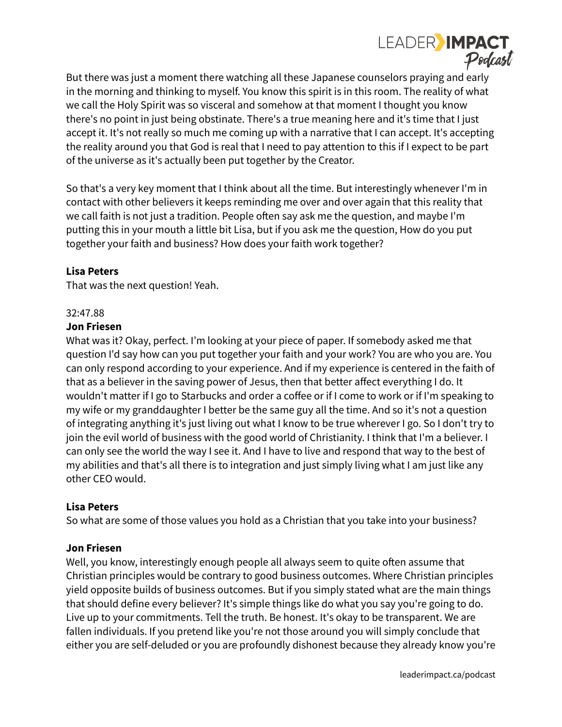But there was just a moment there watching all these Japanese counselors praying and early in the morning and thinking to myself. You know this spirit is in this room. The reality of what we call the Holy Spirit was so visceral and somehow at that moment I thought you know there's no point in just being obstinate. There's a true meaning here and it's time that I just accept it. It's not really so much me coming up with a narrative that I can accept. It's accepting the reality around you that God is real that I need to pay attention to this if I expect to be part of the universe as it's actually been put together by the Creator.

So that's a very key moment that I think about all the time. But interestingly whenever I'm in contact with other believers it keeps reminding me over and over again that this reality that we call faith is not just a tradition. People often say ask me the question, and maybe I'm putting this in your mouth a little bit Lisa, but if you ask me the question, How do you put together your faith and business? How does your faith work together?

**Lisa Peters**
That was the next question! Yeah.

32:47.88
**Jon Friesen**
What was it? Okay, perfect. I'm looking at your piece of paper. If somebody asked me that question I'd say how can you put together your faith and your work? You are who you are. You can only respond according to your experience. And if my experience is centered in the faith of that as a believer in the saving power of Jesus, then that better affect everything I do. It wouldn't matter if I go to Starbucks and order a coffee or if I come to work or if I'm speaking to my wife or my granddaughter I better be the same guy all the time. And so it's not a question of integrating anything it's just living out what I know to be true wherever I go. So I don't try to join the evil world of business with the good world of Christianity. I think that I'm a believer. I can only see the world the way I see it. And I have to live and respond that way to the best of my abilities and that's all there is to integration and just simply living what I am just like any other CEO would.

**Lisa Peters**
So what are some of those values you hold as a Christian that you take into your business?

**Jon Friesen**
Well, you know, interestingly enough people all always seem to quite often assume that Christian principles would be contrary to good business outcomes. Where Christian principles yield opposite builds of business outcomes. But if you simply stated what are the main things that should define every believer? It's simple things like do what you say you're going to do. Live up to your commitments. Tell the truth. Be honest. It's okay to be transparent. We are fallen individuals. If you pretend like you're not those around you will simply conclude that either you are self-deluded or you are profoundly dishonest because they already know you're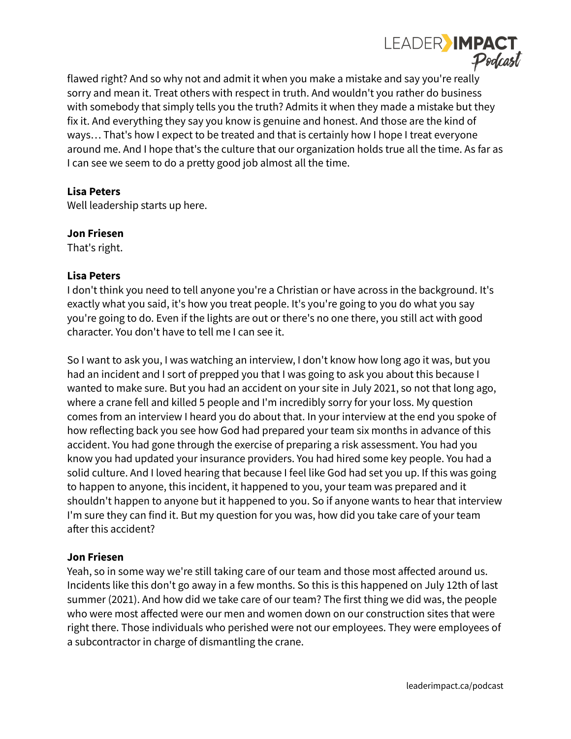flawed right? And so why not and admit it when you make a mistake and say you're really sorry and mean it. Treat others with respect in truth. And wouldn't you rather do business with somebody that simply tells you the truth? Admits it when they made a mistake but they fix it. And everything they say you know is genuine and honest. And those are the kind of ways… That's how I expect to be treated and that is certainly how I hope I treat everyone around me. And I hope that's the culture that our organization holds true all the time. As far as I can see we seem to do a pretty good job almost all the time.

**Lisa Peters**
Well leadership starts up here.

**Jon Friesen**
That's right.

**Lisa Peters**
I don't think you need to tell anyone you're a Christian or have across in the background. It's exactly what you said, it's how you treat people. It's you're going to you do what you say you're going to do. Even if the lights are out or there's no one there, you still act with good character. You don't have to tell me I can see it.

So I want to ask you, I was watching an interview, I don't know how long ago it was, but you had an incident and I sort of prepped you that I was going to ask you about this because I wanted to make sure. But you had an accident on your site in July 2021, so not that long ago, where a crane fell and killed 5 people and I'm incredibly sorry for your loss. My question comes from an interview I heard you do about that. In your interview at the end you spoke of how reflecting back you see how God had prepared your team six months in advance of this accident. You had gone through the exercise of preparing a risk assessment. You had you know you had updated your insurance providers. You had hired some key people. You had a solid culture. And I loved hearing that because I feel like God had set you up. If this was going to happen to anyone, this incident, it happened to you, your team was prepared and it shouldn't happen to anyone but it happened to you. So if anyone wants to hear that interview I'm sure they can find it. But my question for you was, how did you take care of your team after this accident?

**Jon Friesen**
Yeah, so in some way we're still taking care of our team and those most affected around us. Incidents like this don't go away in a few months. So this is this happened on July 12th of last summer (2021). And how did we take care of our team? The first thing we did was, the people who were most affected were our men and women down on our construction sites that were right there. Those individuals who perished were not our employees. They were employees of a subcontractor in charge of dismantling the crane.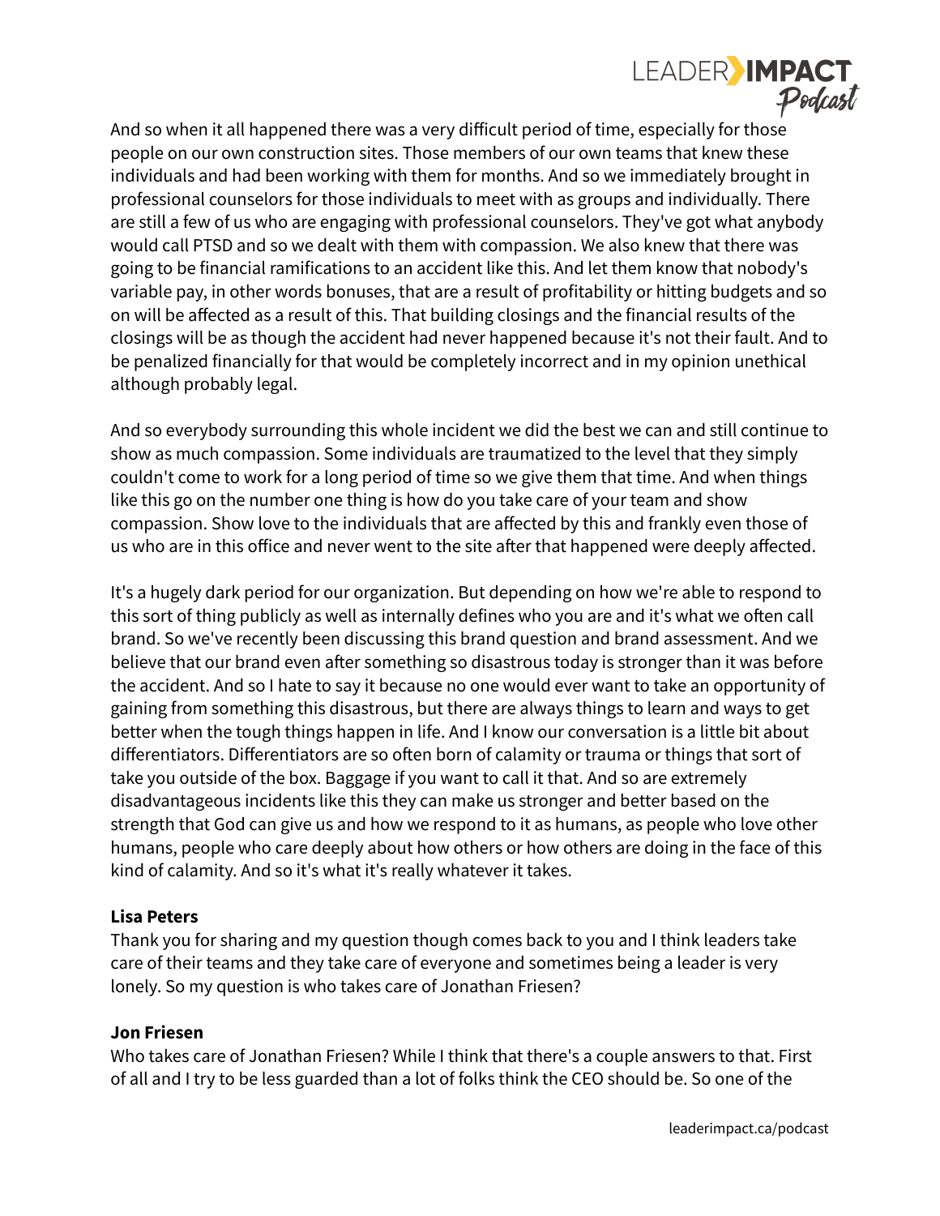And so when it all happened there was a very difficult period of time, especially for those people on our own construction sites. Those members of our own teams that knew these individuals and had been working with them for months. And so we immediately brought in professional counselors for those individuals to meet with as groups and individually. There are still a few of us who are engaging with professional counselors. They've got what anybody would call PTSD and so we dealt with them with compassion. We also knew that there was going to be financial ramifications to an accident like this. And let them know that nobody's variable pay, in other words bonuses, that are a result of profitability or hitting budgets and so on will be affected as a result of this. That building closings and the financial results of the closings will be as though the accident had never happened because it's not their fault. And to be penalized financially for that would be completely incorrect and in my opinion unethical although probably legal.

And so everybody surrounding this whole incident we did the best we can and still continue to show as much compassion. Some individuals are traumatized to the level that they simply couldn't come to work for a long period of time so we give them that time. And when things like this go on the number one thing is how do you take care of your team and show compassion. Show love to the individuals that are affected by this and frankly even those of us who are in this office and never went to the site after that happened were deeply affected.

It's a hugely dark period for our organization. But depending on how we're able to respond to this sort of thing publicly as well as internally defines who you are and it's what we often call brand. So we've recently been discussing this brand question and brand assessment. And we believe that our brand even after something so disastrous today is stronger than it was before the accident. And so I hate to say it because no one would ever want to take an opportunity of gaining from something this disastrous, but there are always things to learn and ways to get better when the tough things happen in life. And I know our conversation is a little bit about differentiators. Differentiators are so often born of calamity or trauma or things that sort of take you outside of the box. Baggage if you want to call it that. And so are extremely disadvantageous incidents like this they can make us stronger and better based on the strength that God can give us and how we respond to it as humans, as people who love other humans, people who care deeply about how others or how others are doing in the face of this kind of calamity. And so it's what it's really whatever it takes.

**Lisa Peters**
Thank you for sharing and my question though comes back to you and I think leaders take care of their teams and they take care of everyone and sometimes being a leader is very lonely. So my question is who takes care of Jonathan Friesen?

**Jon Friesen**
Who takes care of Jonathan Friesen? While I think that there's a couple answers to that. First of all and I try to be less guarded than a lot of folks think the CEO should be. So one of the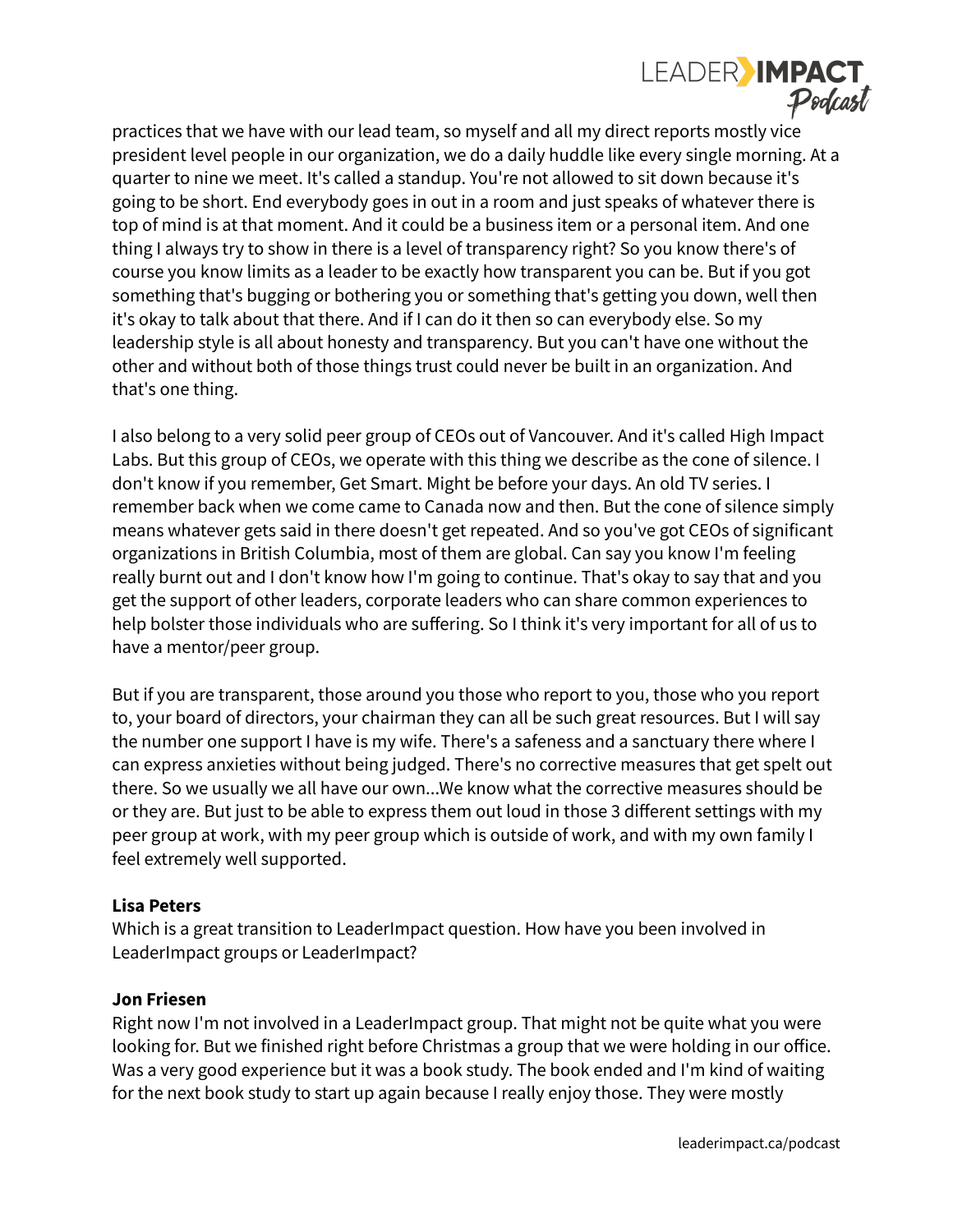practices that we have with our lead team, so myself and all my direct reports mostly vice president level people in our organization, we do a daily huddle like every single morning. At a quarter to nine we meet. It's called a standup. You're not allowed to sit down because it's going to be short. End everybody goes in out in a room and just speaks of whatever there is top of mind is at that moment. And it could be a business item or a personal item. And one thing I always try to show in there is a level of transparency right? So you know there's of course you know limits as a leader to be exactly how transparent you can be. But if you got something that's bugging or bothering you or something that's getting you down, well then it's okay to talk about that there. And if I can do it then so can everybody else. So my leadership style is all about honesty and transparency. But you can't have one without the other and without both of those things trust could never be built in an organization. And that's one thing.

I also belong to a very solid peer group of CEOs out of Vancouver. And it's called High Impact Labs. But this group of CEOs, we operate with this thing we describe as the cone of silence. I don't know if you remember, Get Smart. Might be before your days. An old TV series. I remember back when we come came to Canada now and then. But the cone of silence simply means whatever gets said in there doesn't get repeated. And so you've got CEOs of significant organizations in British Columbia, most of them are global. Can say you know I'm feeling really burnt out and I don't know how I'm going to continue. That's okay to say that and you get the support of other leaders, corporate leaders who can share common experiences to help bolster those individuals who are suffering. So I think it's very important for all of us to have a mentor/peer group.

But if you are transparent, those around you those who report to you, those who you report to, your board of directors, your chairman they can all be such great resources. But I will say the number one support I have is my wife. There's a safeness and a sanctuary there where I can express anxieties without being judged. There's no corrective measures that get spelt out there. So we usually we all have our own...We know what the corrective measures should be or they are. But just to be able to express them out loud in those 3 different settings with my peer group at work, with my peer group which is outside of work, and with my own family I feel extremely well supported.

**Lisa Peters**
Which is a great transition to LeaderImpact question. How have you been involved in LeaderImpact groups or LeaderImpact?

**Jon Friesen**
Right now I'm not involved in a LeaderImpact group. That might not be quite what you were looking for. But we finished right before Christmas a group that we were holding in our office. Was a very good experience but it was a book study. The book ended and I'm kind of waiting for the next book study to start up again because I really enjoy those. They were mostly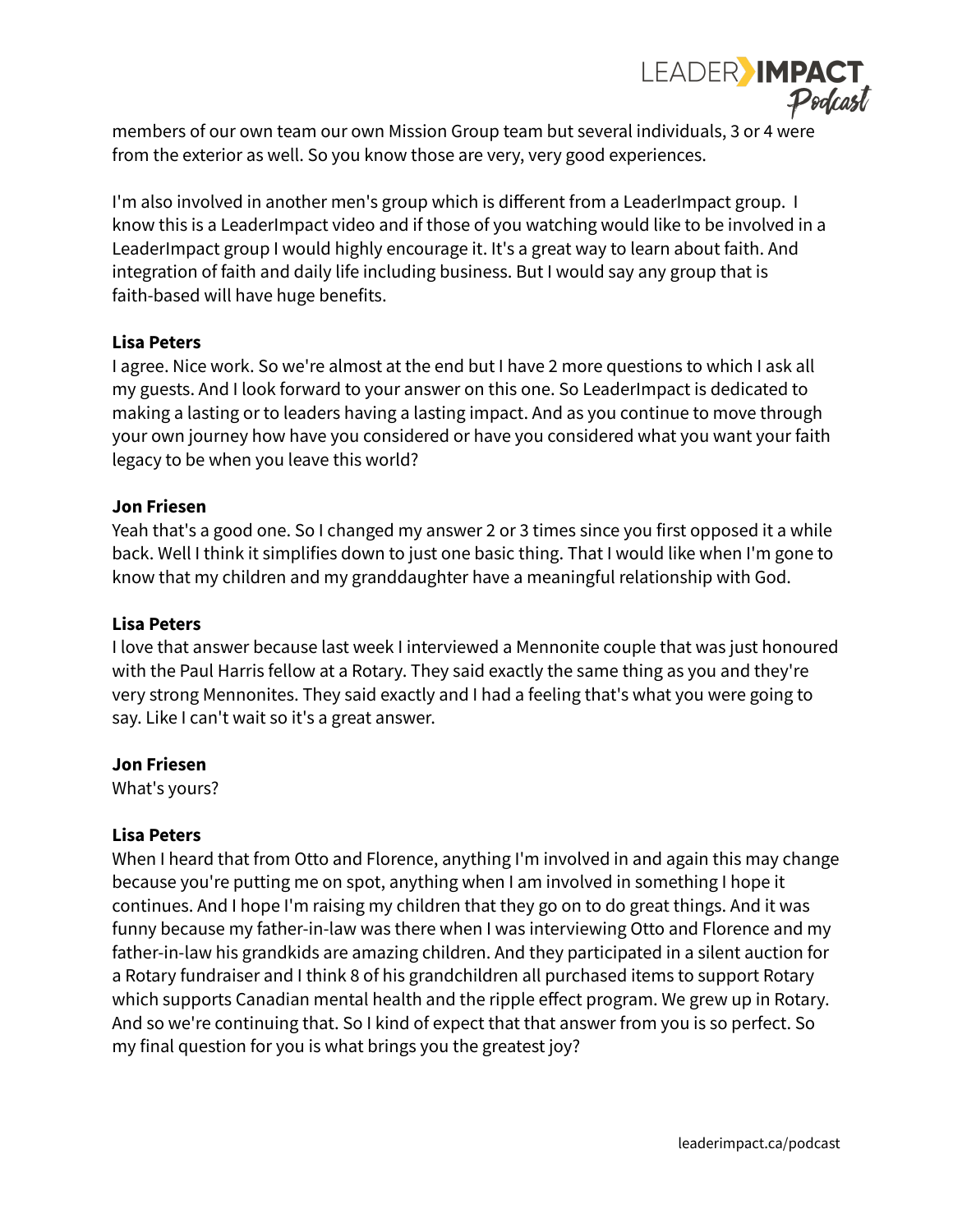members of our own team our own Mission Group team but several individuals, 3 or 4 were from the exterior as well. So you know those are very, very good experiences.

I'm also involved in another men's group which is different from a LeaderImpact group. I know this is a LeaderImpact video and if those of you watching would like to be involved in a LeaderImpact group I would highly encourage it. It's a great way to learn about faith. And integration of faith and daily life including business. But I would say any group that is faith-based will have huge benefits.

**Lisa Peters**
I agree. Nice work. So we're almost at the end but I have 2 more questions to which I ask all my guests. And I look forward to your answer on this one. So LeaderImpact is dedicated to making a lasting or to leaders having a lasting impact. And as you continue to move through your own journey how have you considered or have you considered what you want your faith legacy to be when you leave this world?

**Jon Friesen**
Yeah that's a good one. So I changed my answer 2 or 3 times since you first opposed it a while back. Well I think it simplifies down to just one basic thing. That I would like when I'm gone to know that my children and my granddaughter have a meaningful relationship with God.

**Lisa Peters**
I love that answer because last week I interviewed a Mennonite couple that was just honoured with the Paul Harris fellow at a Rotary. They said exactly the same thing as you and they're very strong Mennonites. They said exactly and I had a feeling that's what you were going to say. Like I can't wait so it's a great answer.

**Jon Friesen**
What's yours?

**Lisa Peters**
When I heard that from Otto and Florence, anything I'm involved in and again this may change because you're putting me on spot, anything when I am involved in something I hope it continues. And I hope I'm raising my children that they go on to do great things. And it was funny because my father-in-law was there when I was interviewing Otto and Florence and my father-in-law his grandkids are amazing children. And they participated in a silent auction for a Rotary fundraiser and I think 8 of his grandchildren all purchased items to support Rotary which supports Canadian mental health and the ripple effect program. We grew up in Rotary. And so we're continuing that. So I kind of expect that that answer from you is so perfect. So my final question for you is what brings you the greatest joy?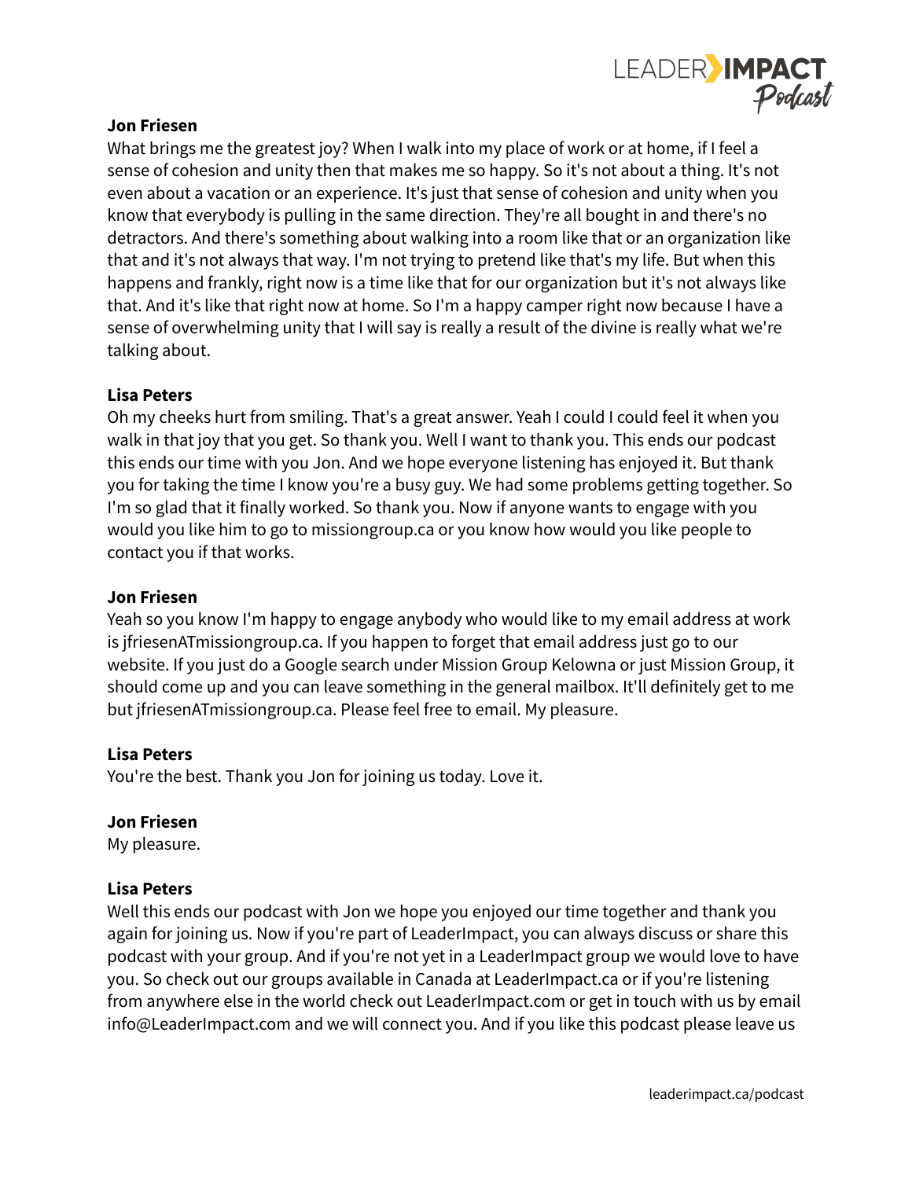**Jon Friesen**
What brings me the greatest joy? When I walk into my place of work or at home, if I feel a sense of cohesion and unity then that makes me so happy. So it's not about a thing. It's not even about a vacation or an experience. It's just that sense of cohesion and unity when you know that everybody is pulling in the same direction. They're all bought in and there's no detractors. And there's something about walking into a room like that or an organization like that and it's not always that way. I'm not trying to pretend like that's my life. But when this happens and frankly, right now is a time like that for our organization but it's not always like that. And it's like that right now at home. So I'm a happy camper right now because I have a sense of overwhelming unity that I will say is really a result of the divine is really what we're talking about.

**Lisa Peters**
Oh my cheeks hurt from smiling. That's a great answer. Yeah I could I could feel it when you walk in that joy that you get. So thank you. Well I want to thank you. This ends our podcast this ends our time with you Jon. And we hope everyone listening has enjoyed it. But thank you for taking the time I know you're a busy guy. We had some problems getting together. So I'm so glad that it finally worked. So thank you. Now if anyone wants to engage with you would you like him to go to missiongroup.ca or you know how would you like people to contact you if that works.

**Jon Friesen**
Yeah so you know I'm happy to engage anybody who would like to my email address at work is jfriesenATmissiongroup.ca. If you happen to forget that email address just go to our website. If you just do a Google search under Mission Group Kelowna or just Mission Group, it should come up and you can leave something in the general mailbox. It'll definitely get to me but jfriesenATmissiongroup.ca. Please feel free to email. My pleasure.

**Lisa Peters**
You're the best. Thank you Jon for joining us today. Love it.

**Jon Friesen**
My pleasure.

**Lisa Peters**
Well this ends our podcast with Jon we hope you enjoyed our time together and thank you again for joining us. Now if you're part of LeaderImpact, you can always discuss or share this podcast with your group. And if you're not yet in a LeaderImpact group we would love to have you. So check out our groups available in Canada at LeaderImpact.ca or if you're listening from anywhere else in the world check out LeaderImpact.com or get in touch with us by email info@LeaderImpact.com and we will connect you. And if you like this podcast please leave us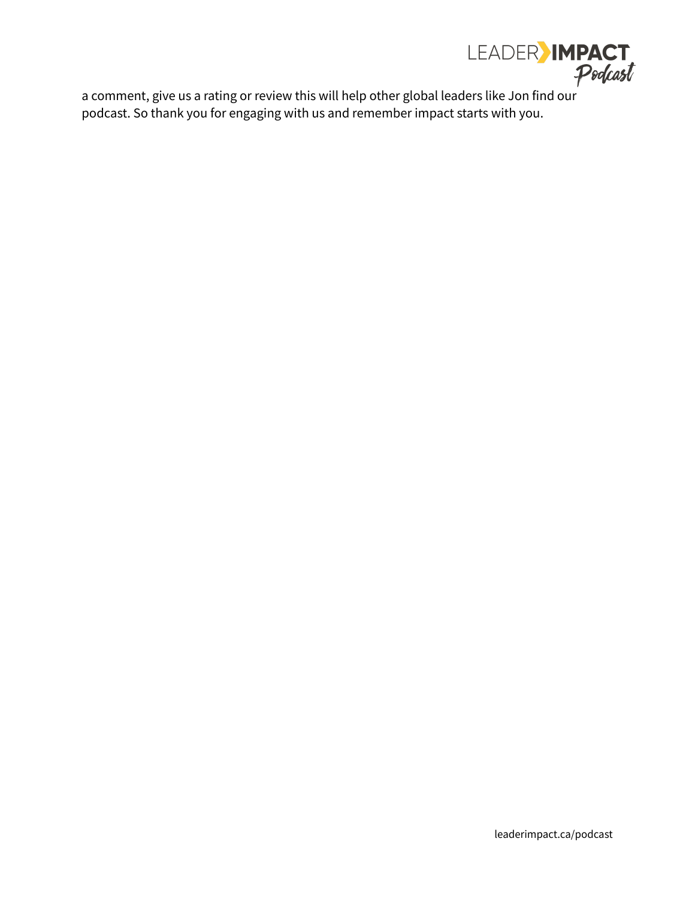a comment, give us a rating or review this will help other global leaders like Jon find our podcast. So thank you for engaging with us and remember impact starts with you.